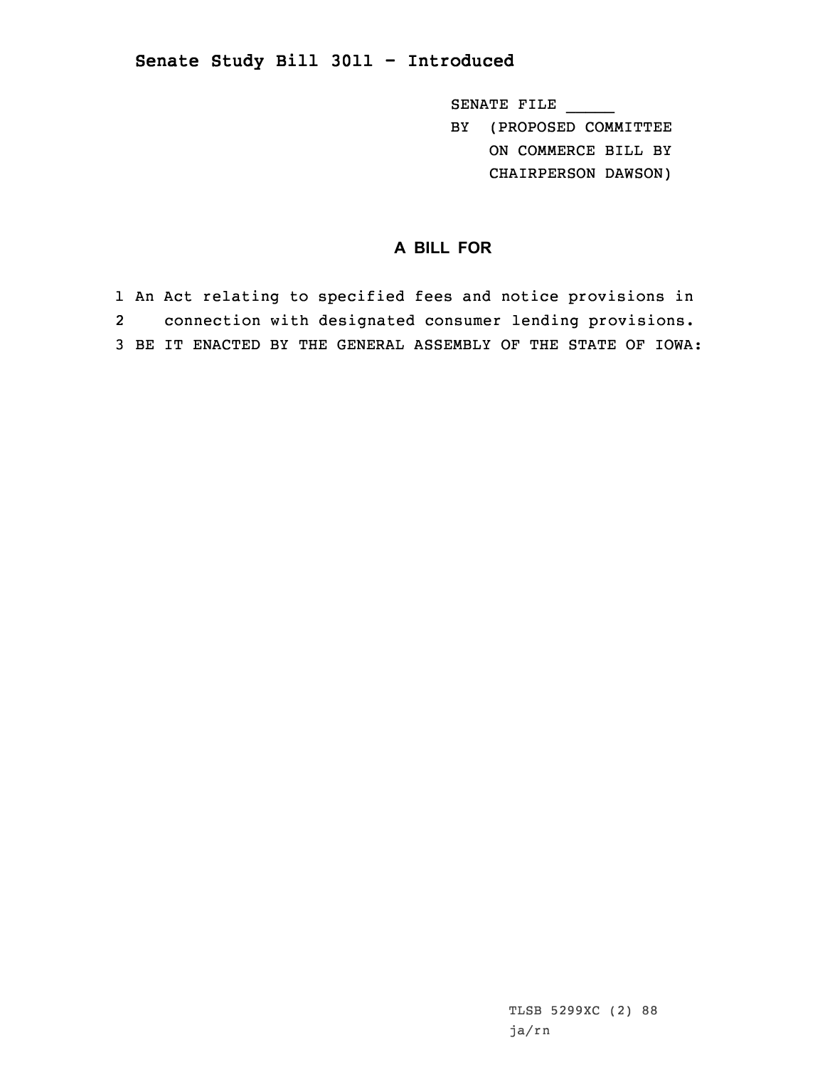## Senate Study Bill 3011 - Introduced

SENATE FILE _____
BY (PROPOSED COMMITTEE ON COMMERCE BILL BY CHAIRPERSON DAWSON)

### A BILL FOR

1 An Act relating to specified fees and notice provisions in
2 connection with designated consumer lending provisions.
3 BE IT ENACTED BY THE GENERAL ASSEMBLY OF THE STATE OF IOWA:

TLSB 5299XC (2) 88
ja/rn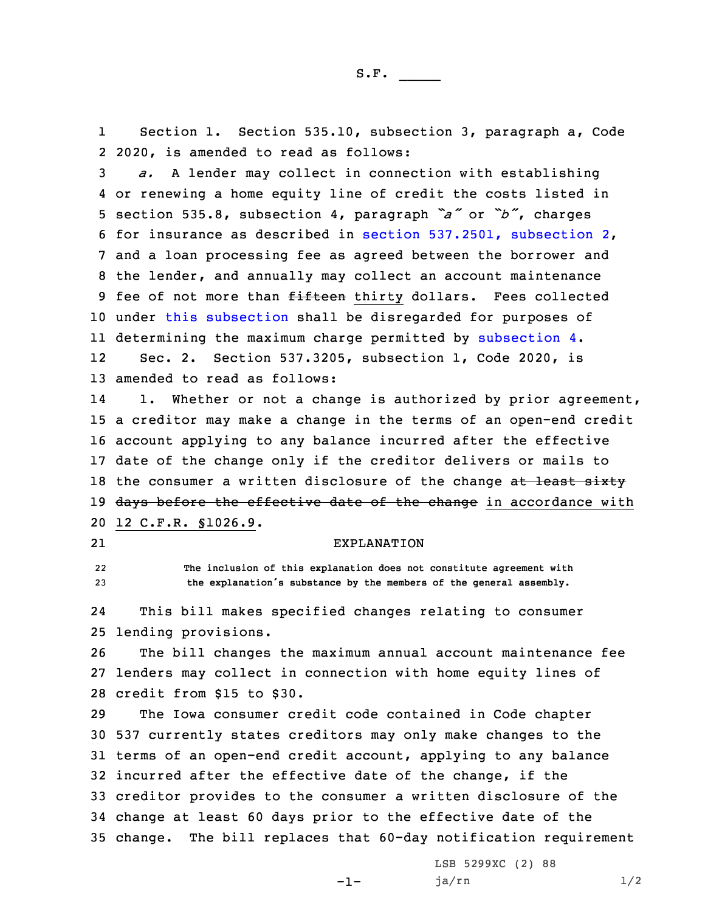S.F. _____

Section 1. Section 535.10, subsection 3, paragraph a, Code 2020, is amended to read as follows:

*a.* A lender may collect in connection with establishing or renewing a home equity line of credit the costs listed in section 535.8, subsection 4, paragraph *"a"* or *"b"*, charges for insurance as described in section 537.2501, subsection 2, and a loan processing fee as agreed between the borrower and the lender, and annually may collect an account maintenance fee of not more than ~~fifteen~~ thirty dollars. Fees collected under this subsection shall be disregarded for purposes of determining the maximum charge permitted by subsection 4.

Sec. 2. Section 537.3205, subsection 1, Code 2020, is amended to read as follows:

1. Whether or not a change is authorized by prior agreement, a creditor may make a change in the terms of an open-end credit account applying to any balance incurred after the effective date of the change only if the creditor delivers or mails to the consumer a written disclosure of the change ~~at least sixty days before the effective date of the change~~ in accordance with 12 C.F.R. §1026.9.

EXPLANATION

The inclusion of this explanation does not constitute agreement with the explanation's substance by the members of the general assembly.

This bill makes specified changes relating to consumer lending provisions.

The bill changes the maximum annual account maintenance fee lenders may collect in connection with home equity lines of credit from $15 to $30.

The Iowa consumer credit code contained in Code chapter 537 currently states creditors may only make changes to the terms of an open-end credit account, applying to any balance incurred after the effective date of the change, if the creditor provides to the consumer a written disclosure of the change at least 60 days prior to the effective date of the change. The bill replaces that 60-day notification requirement

LSB 5299XC (2) 88
ja/rn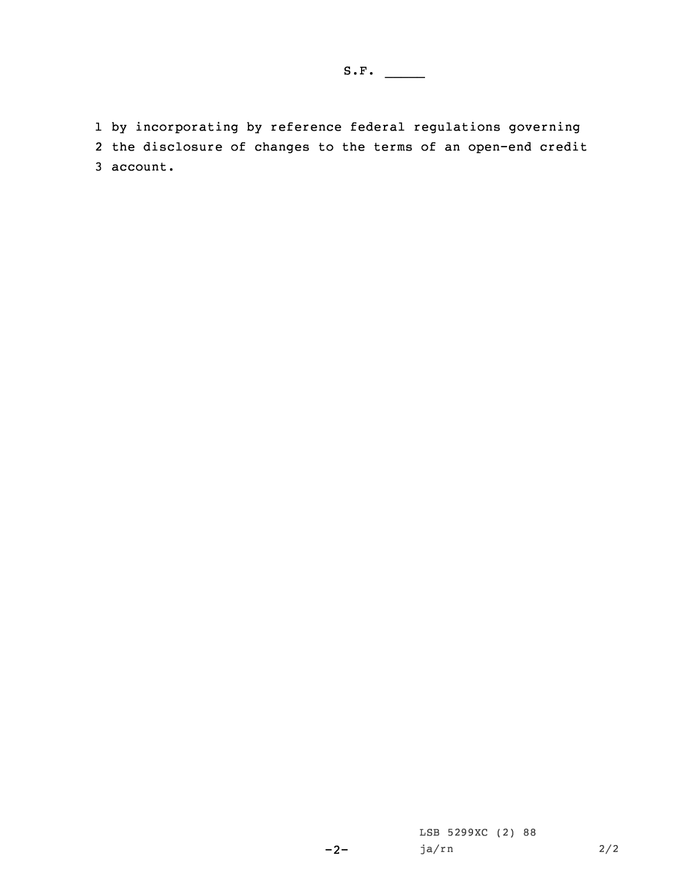1 by incorporating by reference federal regulations governing
2 the disclosure of changes to the terms of an open-end credit
3 account.

LSB 5299XC (2) 88
ja/rn